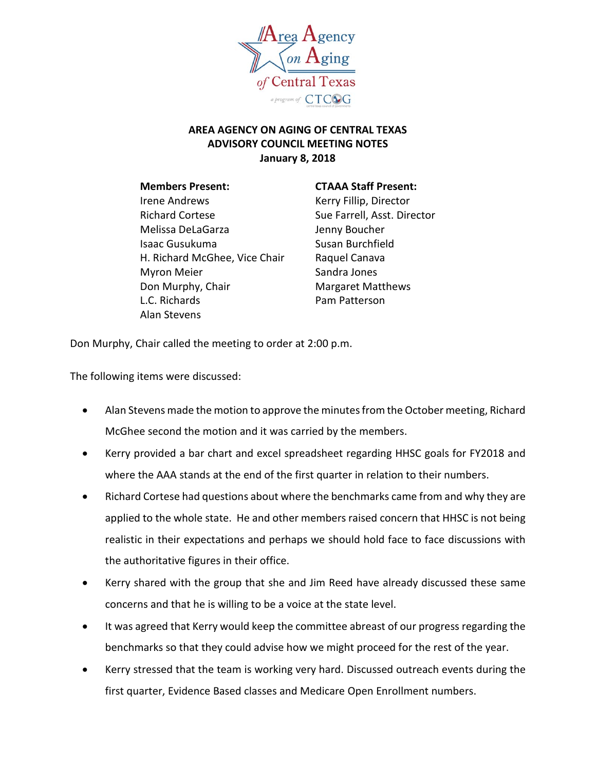Area Agency on Aging of Central Texas

a program of CTCOG

**AREA AGENCY ON AGING OF CENTRAL TEXAS**
**ADVISORY COUNCIL MEETING NOTES**
**January 8, 2018**

**Members Present:**
Irene Andrews
Richard Cortese
Melissa DeLaGarza
Isaac Gusukuma
H. Richard McGhee, Vice Chair
Myron Meier
Don Murphy, Chair
L.C. Richards
Alan Stevens

**CTAAA Staff Present:**
Kerry Fillip, Director
Sue Farrell, Asst. Director
Jenny Boucher
Susan Burchfield
Raquel Canava
Sandra Jones
Margaret Matthews
Pam Patterson

Don Murphy, Chair called the meeting to order at 2:00 p.m.

The following items were discussed:

- Alan Stevens made the motion to approve the minutes from the October meeting, Richard McGhee second the motion and it was carried by the members.
- Kerry provided a bar chart and excel spreadsheet regarding HHSC goals for FY2018 and where the AAA stands at the end of the first quarter in relation to their numbers.
- Richard Cortese had questions about where the benchmarks came from and why they are applied to the whole state. He and other members raised concern that HHSC is not being realistic in their expectations and perhaps we should hold face to face discussions with the authoritative figures in their office.
- Kerry shared with the group that she and Jim Reed have already discussed these same concerns and that he is willing to be a voice at the state level.
- It was agreed that Kerry would keep the committee abreast of our progress regarding the benchmarks so that they could advise how we might proceed for the rest of the year.
- Kerry stressed that the team is working very hard. Discussed outreach events during the first quarter, Evidence Based classes and Medicare Open Enrollment numbers.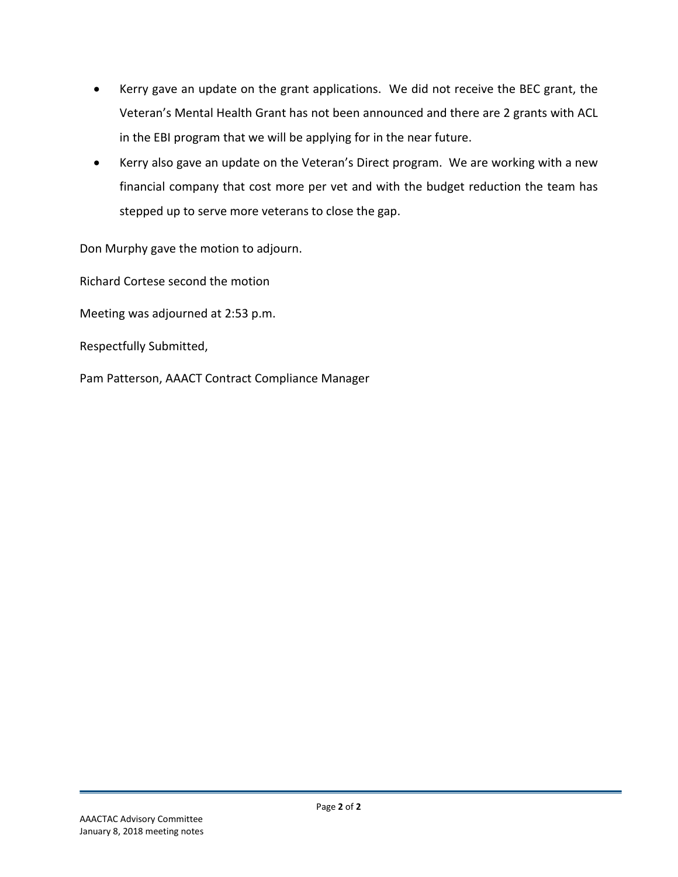- Kerry gave an update on the grant applications. We did not receive the BEC grant, the Veteran's Mental Health Grant has not been announced and there are 2 grants with ACL in the EBI program that we will be applying for in the near future.
- Kerry also gave an update on the Veteran's Direct program. We are working with a new financial company that cost more per vet and with the budget reduction the team has stepped up to serve more veterans to close the gap.

Don Murphy gave the motion to adjourn.

Richard Cortese second the motion

Meeting was adjourned at 2:53 p.m.

Respectfully Submitted,

Pam Patterson, AAACT Contract Compliance Manager